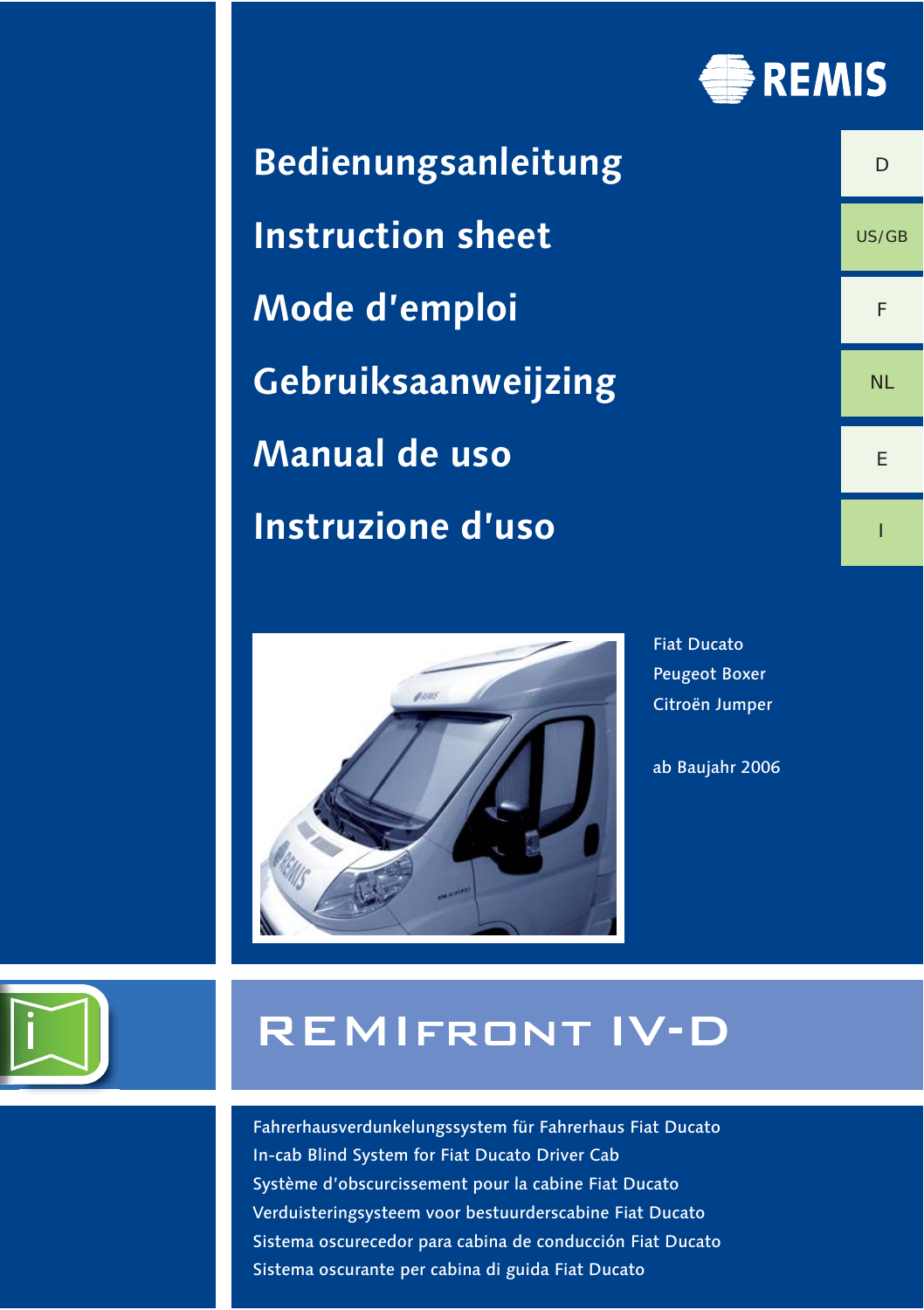REMIS

# Bedienungsanleitung

# Instruction sheet

# Mode d'emploi

# Gebruiksaanweijzing

# Manual de uso

# Instruzione d'uso

D

US/GB

F

NL

E

I

Fiat Ducato
Peugeot Boxer
Citroën Jumper

ab Baujahr 2006

## REMIFRONT IV-D

Fahrerhausverdunkelungssystem für Fahrerhaus Fiat Ducato
In-cab Blind System for Fiat Ducato Driver Cab
Système d'obscurcissement pour la cabine Fiat Ducato
Verduisteringsysteem voor bestuurderscabine Fiat Ducato
Sistema oscurecedor para cabina de conducción Fiat Ducato
Sistema oscurante per cabina di guida Fiat Ducato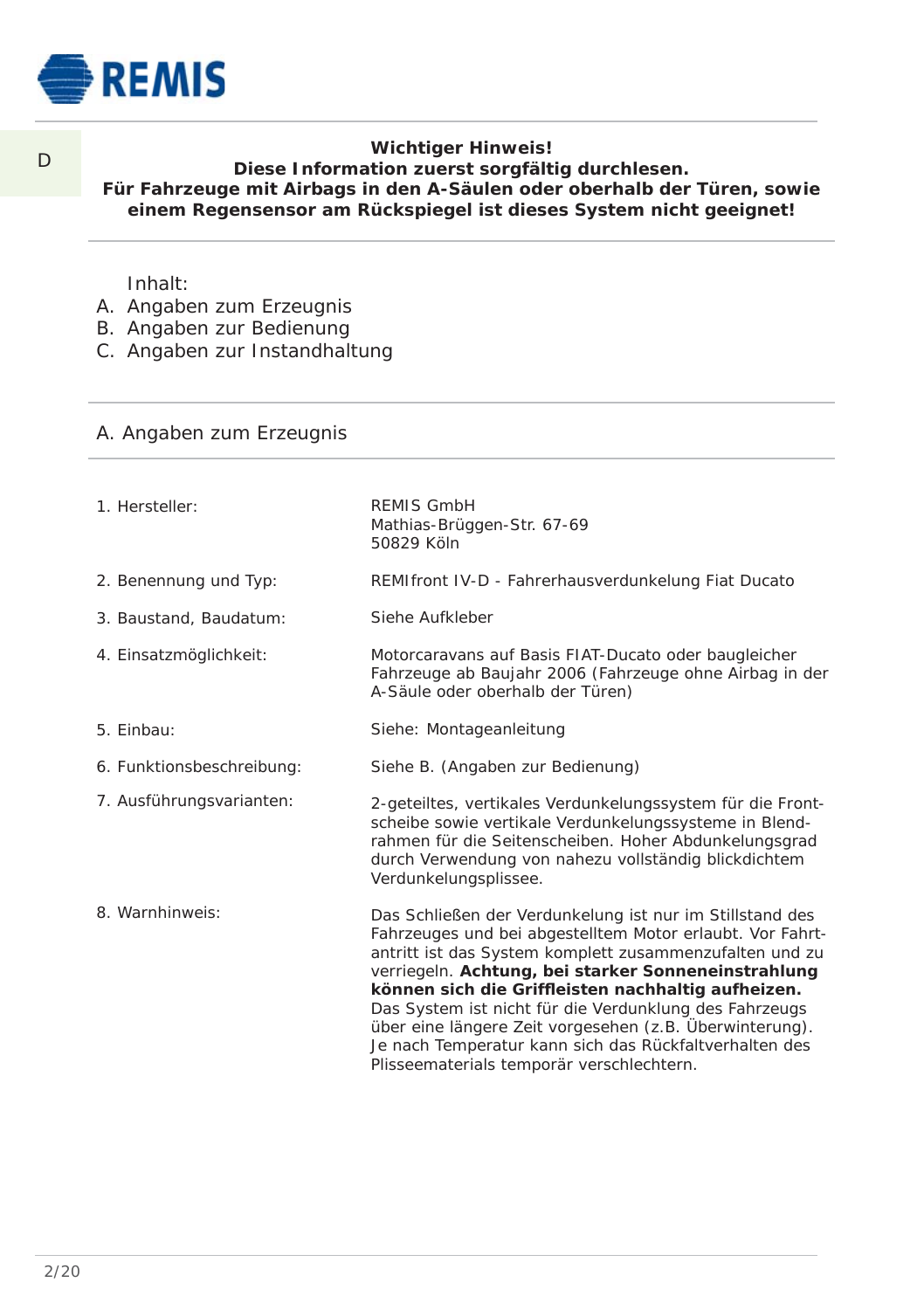D

**Wichtiger Hinweis!**
**Diese Information zuerst sorgfältig durchlesen.**
**Für Fahrzeuge mit Airbags in den A-Säulen oder oberhalb der Türen, sowie einem Regensensor am Rückspiegel ist dieses System nicht geeignet!**

Inhalt:

A. Angaben zum Erzeugnis
B. Angaben zur Bedienung
C. Angaben zur Instandhaltung

## A. Angaben zum Erzeugnis

| | |
|---|---|
| 1. Hersteller: | REMIS GmbH<br>Mathias-Brüggen-Str. 67-69<br>50829 Köln |
| 2. Benennung und Typ: | REMIfront IV-D - Fahrerhausverdunkelung Fiat Ducato |
| 3. Baustand, Baudatum: | Siehe Aufkleber |
| 4. Einsatzmöglichkeit: | Motorcaravans auf Basis FIAT-Ducato oder baugleicher Fahrzeuge ab Baujahr 2006 (Fahrzeuge ohne Airbag in der A-Säule oder oberhalb der Türen) |
| 5. Einbau: | Siehe: Montageanleitung |
| 6. Funktionsbeschreibung: | Siehe B. (Angaben zur Bedienung) |
| 7. Ausführungsvarianten: | 2-geteiltes, vertikales Verdunkelungssystem für die Frontscheibe sowie vertikale Verdunkelungssysteme in Blendrahmen für die Seitenscheiben. Hoher Abdunkelungsgrad durch Verwendung von nahezu vollständig blickdichtem Verdunkelungsplissee. |
| 8. Warnhinweis: | Das Schließen der Verdunkelung ist nur im Stillstand des Fahrzeuges und bei abgestelltem Motor erlaubt. Vor Fahrtantritt ist das System komplett zusammenzufalten und zu verriegeln. **Achtung, bei starker Sonneneinstrahlung können sich die Griffleisten nachhaltig aufheizen.** Das System ist nicht für die Verdunklung des Fahrzeugs über eine längere Zeit vorgesehen (z.B. Überwinterung). Je nach Temperatur kann sich das Rückfaltverhalten des Plisseematerials temporär verschlechtern. |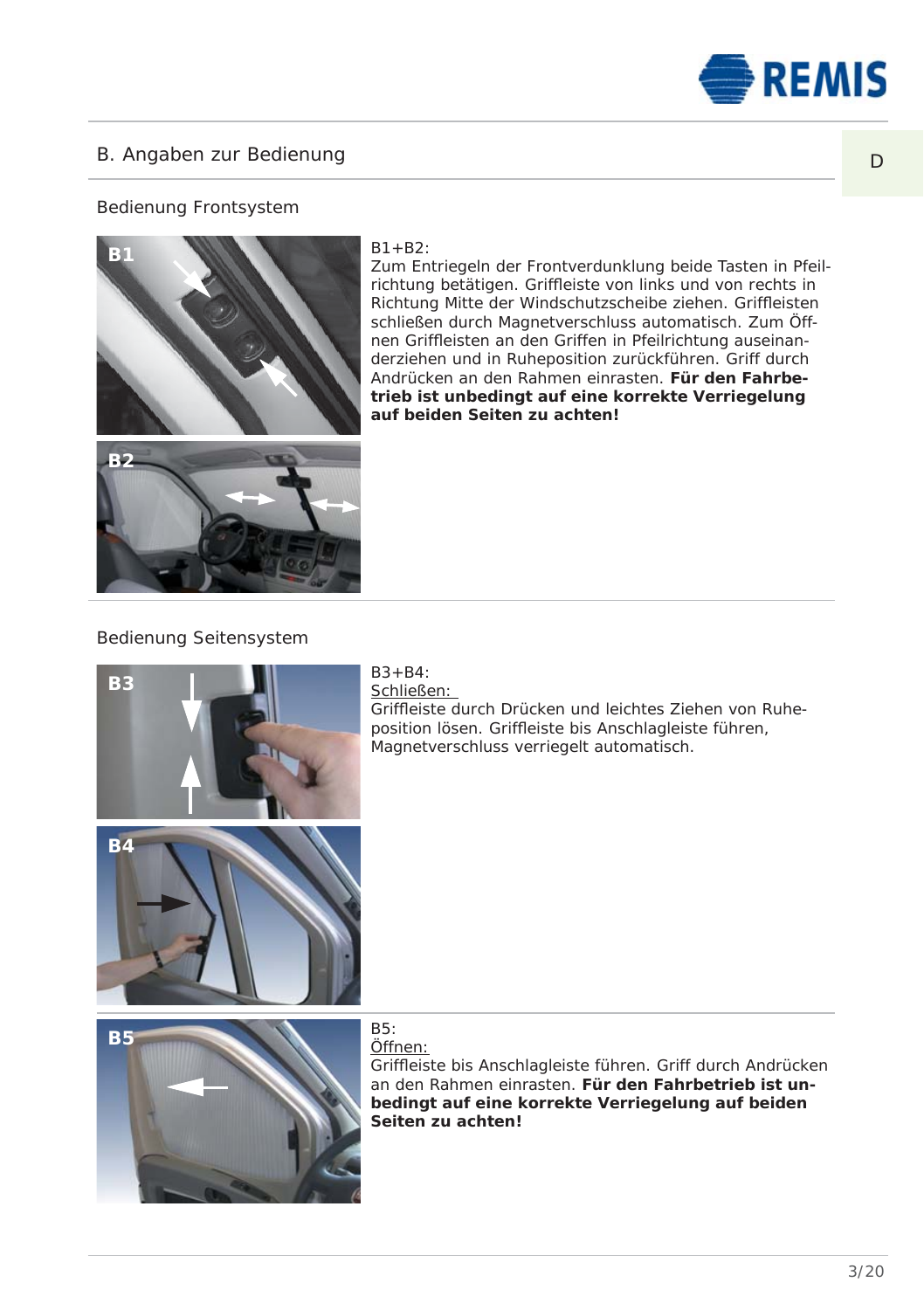## B. Angaben zur Bedienung

### Bedienung Frontsystem

B1+B2:
Zum Entriegeln der Frontverdunklung beide Tasten in Pfeilrichtung betätigen. Griffleiste von links und von rechts in Richtung Mitte der Windschutzscheibe ziehen. Griffleisten schließen durch Magnetverschluss automatisch. Zum Öffnen Griffleisten an den Griffen in Pfeilrichtung auseinanderziehen und in Ruheposition zurückführen. Griff durch Andrücken an den Rahmen einrasten. **Für den Fahrbetrieb ist unbedingt auf eine korrekte Verriegelung auf beiden Seiten zu achten!**

### Bedienung Seitensystem

B3+B4:
Schließen:
Griffleiste durch Drücken und leichtes Ziehen von Ruheposition lösen. Griffleiste bis Anschlagleiste führen, Magnetverschluss verriegelt automatisch.

B5:
Öffnen:
Griffleiste bis Anschlagleiste führen. Griff durch Andrücken an den Rahmen einrasten. **Für den Fahrbetrieb ist unbedingt auf eine korrekte Verriegelung auf beiden Seiten zu achten!**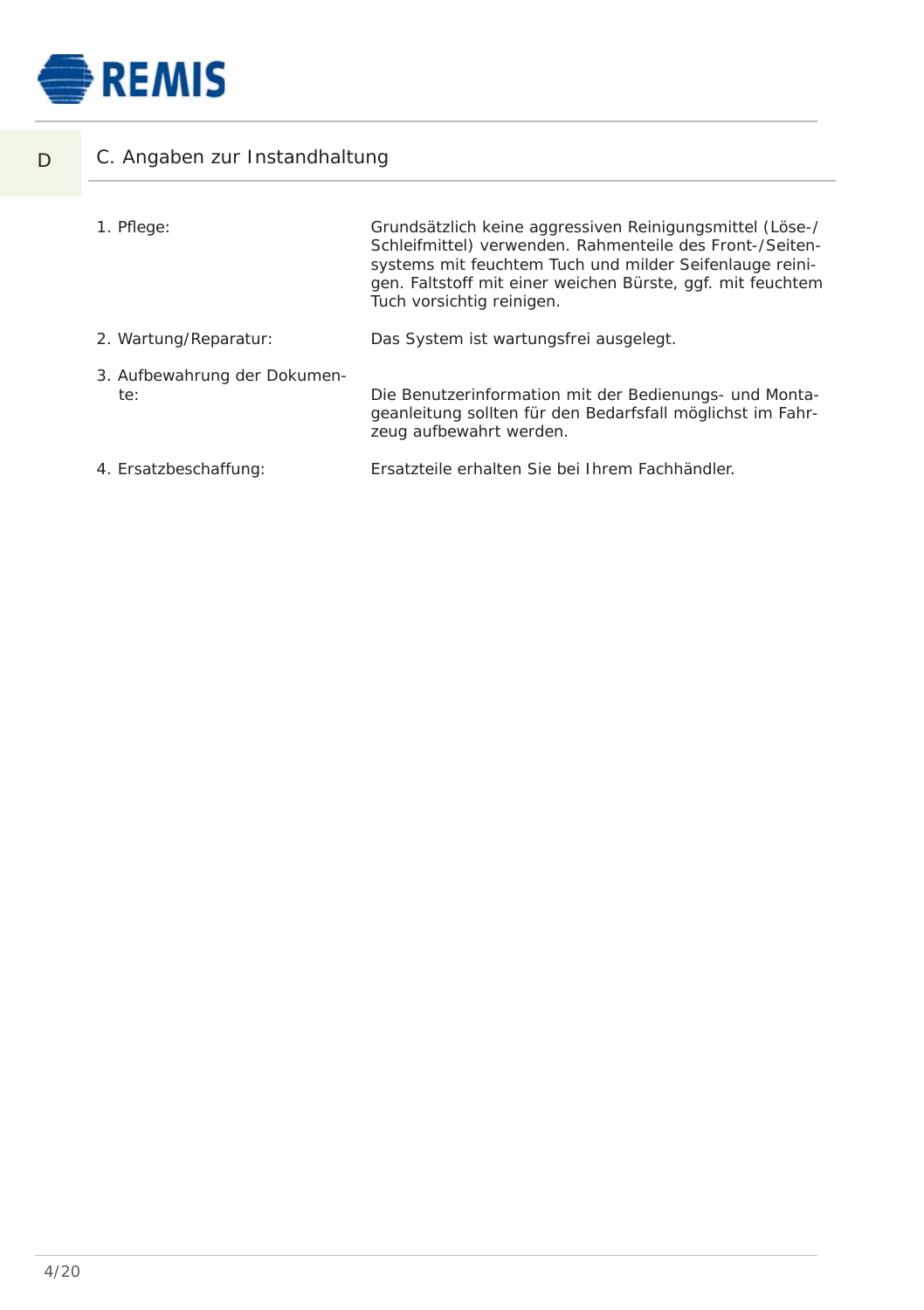D

## C. Angaben zur Instandhaltung

| | |
|---|---|
| 1. Pflege: | Grundsätzlich keine aggressiven Reinigungsmittel (Löse-/Schleifmittel) verwenden. Rahmenteile des Front-/Seitensystems mit feuchtem Tuch und milder Seifenlauge reinigen. Faltstoff mit einer weichen Bürste, ggf. mit feuchtem Tuch vorsichtig reinigen. |
| 2. Wartung/Reparatur: | Das System ist wartungsfrei ausgelegt. |
| 3. Aufbewahrung der Dokumente: | Die Benutzerinformation mit der Bedienungs- und Montageanleitung sollten für den Bedarfsfall möglichst im Fahrzeug aufbewahrt werden. |
| 4. Ersatzbeschaffung: | Ersatzteile erhalten Sie bei Ihrem Fachhändler. |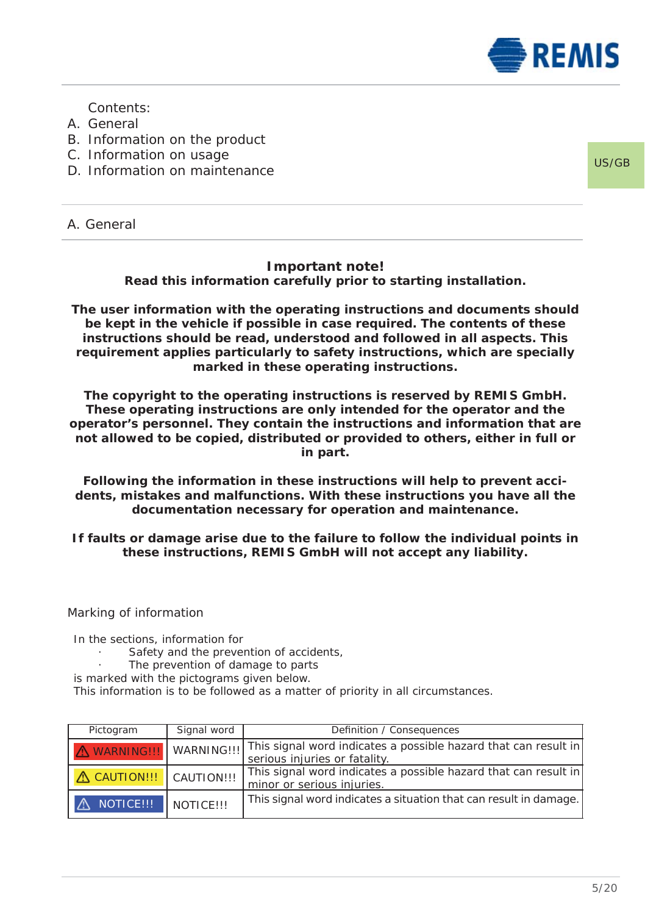Contents:

A. General
B. Information on the product
C. Information on usage
D. Information on maintenance

US/GB

## A. General

**Important note!**
**Read this information carefully prior to starting installation.**

**The user information with the operating instructions and documents should be kept in the vehicle if possible in case required. The contents of these instructions should be read, understood and followed in all aspects. This requirement applies particularly to safety instructions, which are specially marked in these operating instructions.**

**The copyright to the operating instructions is reserved by REMIS GmbH. These operating instructions are only intended for the operator and the operator's personnel. They contain the instructions and information that are not allowed to be copied, distributed or provided to others, either in full or in part.**

**Following the information in these instructions will help to prevent accidents, mistakes and malfunctions. With these instructions you have all the documentation necessary for operation and maintenance.**

**If faults or damage arise due to the failure to follow the individual points in these instructions, REMIS GmbH will not accept any liability.**

### Marking of information

In the sections, information for

- Safety and the prevention of accidents,
- The prevention of damage to parts

is marked with the pictograms given below.
This information is to be followed as a matter of priority in all circumstances.

| Pictogram | Signal word | Definition / Consequences |
|---|---|---|
| ⚠ WARNING!!! | WARNING!!! | This signal word indicates a possible hazard that can result in serious injuries or fatality. |
| ⚠ CAUTION!!! | CAUTION!!! | This signal word indicates a possible hazard that can result in minor or serious injuries. |
| ⚠ NOTICE!!! | NOTICE!!! | This signal word indicates a situation that can result in damage. |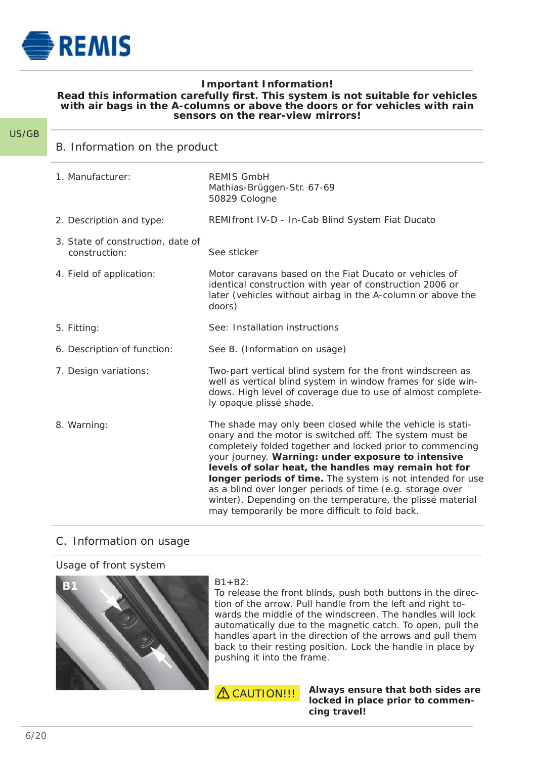**Important Information!**

**Read this information carefully first. This system is not suitable for vehicles with air bags in the A-columns or above the doors or for vehicles with rain sensors on the rear-view mirrors!**

US/GB

## B. Information on the product

| | |
|---|---|
| 1. Manufacturer: | REMIS GmbH<br>Mathias-Brüggen-Str. 67-69<br>50829 Cologne |
| 2. Description and type: | REMIfront IV-D - In-Cab Blind System Fiat Ducato |
| 3. State of construction, date of construction: | See sticker |
| 4. Field of application: | Motor caravans based on the Fiat Ducato or vehicles of identical construction with year of construction 2006 or later (vehicles without airbag in the A-column or above the doors) |
| 5. Fitting: | See: Installation instructions |
| 6. Description of function: | See B. (Information on usage) |
| 7. Design variations: | Two-part vertical blind system for the front windscreen as well as vertical blind system in window frames for side windows. High level of coverage due to use of almost completely opaque plissé shade. |
| 8. Warning: | The shade may only been closed while the vehicle is stationary and the motor is switched off. The system must be completely folded together and locked prior to commencing your journey. **Warning: under exposure to intensive levels of solar heat, the handles may remain hot for longer periods of time.** The system is not intended for use as a blind over longer periods of time (e.g. storage over winter). Depending on the temperature, the plissé material may temporarily be more difficult to fold back. |

## C. Information on usage

### Usage of front system

B1

B1+B2:
To release the front blinds, push both buttons in the direction of the arrow. Pull handle from the left and right towards the middle of the windscreen. The handles will lock automatically due to the magnetic catch. To open, pull the handles apart in the direction of the arrows and pull them back to their resting position. Lock the handle in place by pushing it into the frame.

⚠ CAUTION!!! **Always ensure that both sides are locked in place prior to commencing travel!**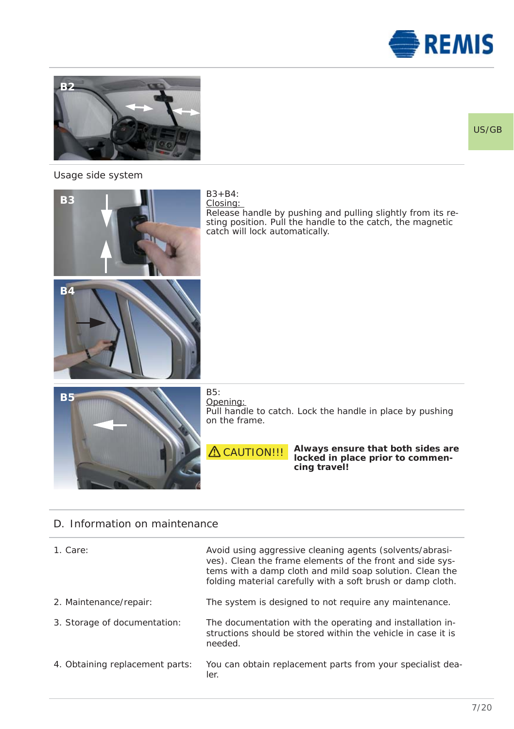Usage side system

B3+B4:
<u>Closing:</u>
Release handle by pushing and pulling slightly from its resting position. Pull the handle to the catch, the magnetic catch will lock automatically.

B5:
<u>Opening:</u>
Pull handle to catch. Lock the handle in place by pushing on the frame.

⚠ CAUTION!!! **Always ensure that both sides are locked in place prior to commencing travel!**

## D. Information on maintenance

| | |
|---|---|
| 1. Care: | Avoid using aggressive cleaning agents (solvents/abrasives). Clean the frame elements of the front and side systems with a damp cloth and mild soap solution. Clean the folding material carefully with a soft brush or damp cloth. |
| 2. Maintenance/repair: | The system is designed to not require any maintenance. |
| 3. Storage of documentation: | The documentation with the operating and installation instructions should be stored within the vehicle in case it is needed. |
| 4. Obtaining replacement parts: | You can obtain replacement parts from your specialist dealer. |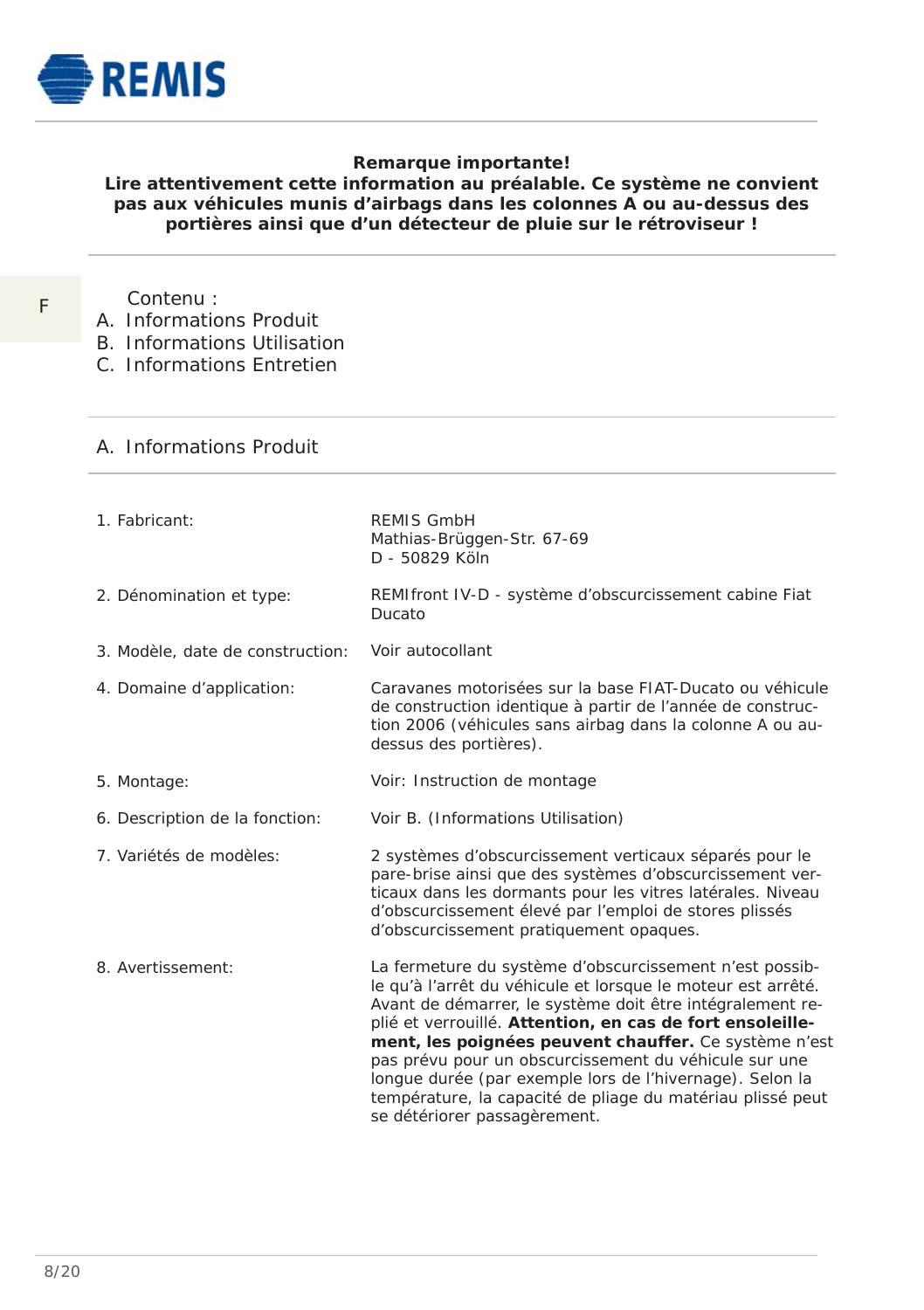**Remarque importante!**
**Lire attentivement cette information au préalable. Ce système ne convient pas aux véhicules munis d'airbags dans les colonnes A ou au-dessus des portières ainsi que d'un détecteur de pluie sur le rétroviseur !**

F

Contenu :

A. Informations Produit
B. Informations Utilisation
C. Informations Entretien

## A. Informations Produit

| | |
|---|---|
| 1. Fabricant: | REMIS GmbH<br>Mathias-Brüggen-Str. 67-69<br>D - 50829 Köln |
| 2. Dénomination et type: | REMIfront IV-D - système d'obscurcissement cabine Fiat Ducato |
| 3. Modèle, date de construction: | Voir autocollant |
| 4. Domaine d'application: | Caravanes motorisées sur la base FIAT-Ducato ou véhicule de construction identique à partir de l'année de construction 2006 (véhicules sans airbag dans la colonne A ou au-dessus des portières). |
| 5. Montage: | Voir: Instruction de montage |
| 6. Description de la fonction: | Voir B. (Informations Utilisation) |
| 7. Variétés de modèles: | 2 systèmes d'obscurcissement verticaux séparés pour le pare-brise ainsi que des systèmes d'obscurcissement verticaux dans les dormants pour les vitres latérales. Niveau d'obscurcissement élevé par l'emploi de stores plissés d'obscurcissement pratiquement opaques. |
| 8. Avertissement: | La fermeture du système d'obscurcissement n'est possible qu'à l'arrêt du véhicule et lorsque le moteur est arrêté. Avant de démarrer, le système doit être intégralement replié et verrouillé. **Attention, en cas de fort ensoleillement, les poignées peuvent chauffer.** Ce système n'est pas prévu pour un obscurcissement du véhicule sur une longue durée (par exemple lors de l'hivernage). Selon la température, la capacité de pliage du matériau plissé peut se détériorer passagèrement. |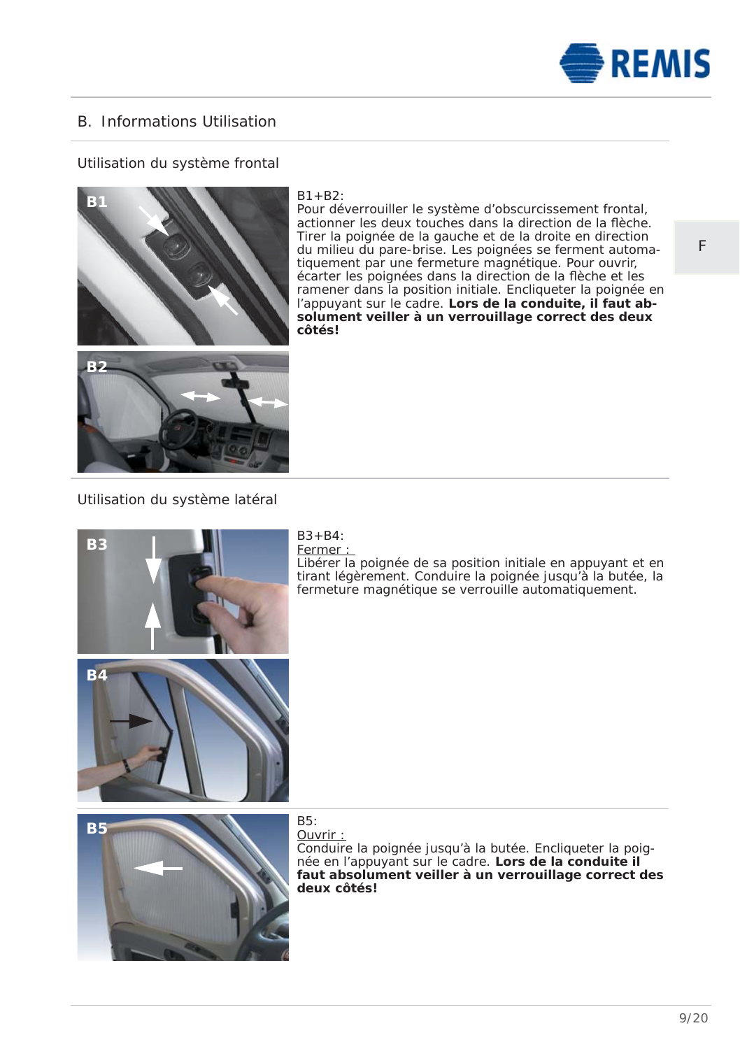## B. Informations Utilisation

### Utilisation du système frontal

B1+B2:
Pour déverrouiller le système d'obscurcissement frontal, actionner les deux touches dans la direction de la flèche. Tirer la poignée de la gauche et de la droite en direction du milieu du pare-brise. Les poignées se ferment automatiquement par une fermeture magnétique. Pour ouvrir, écarter les poignées dans la direction de la flèche et les ramener dans la position initiale. Encliqueter la poignée en l'appuyant sur le cadre. **Lors de la conduite, il faut absolument veiller à un verrouillage correct des deux côtés!**

### Utilisation du système latéral

B3+B4:
Fermer :
Libérer la poignée de sa position initiale en appuyant et en tirant légèrement. Conduire la poignée jusqu'à la butée, la fermeture magnétique se verrouille automatiquement.

B5:
Ouvrir :
Conduire la poignée jusqu'à la butée. Encliqueter la poignée en l'appuyant sur le cadre. **Lors de la conduite il faut absolument veiller à un verrouillage correct des deux côtés!**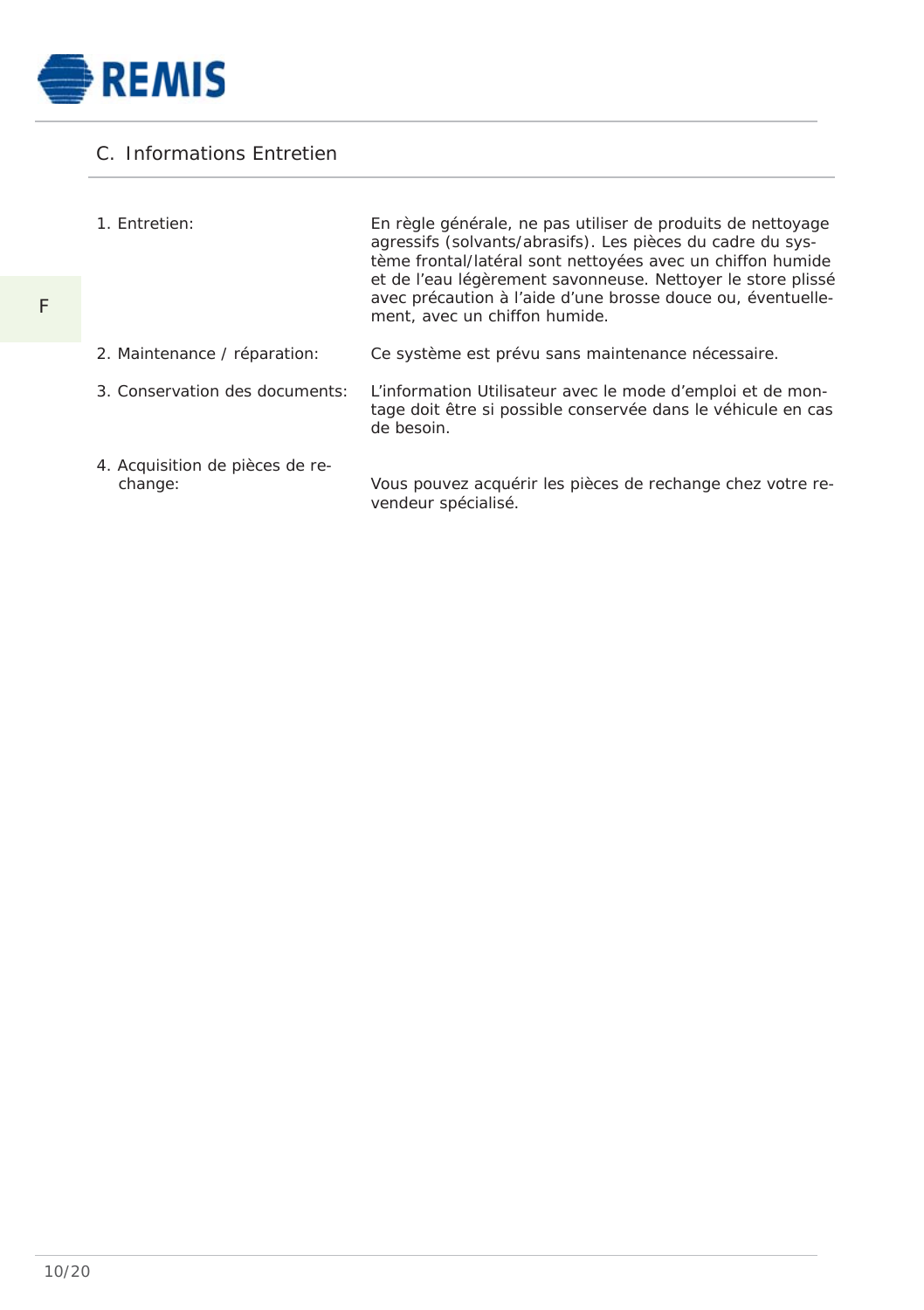## C. Informations Entretien

| | |
|---|---|
| 1. Entretien: | En règle générale, ne pas utiliser de produits de nettoyage agressifs (solvants/abrasifs). Les pièces du cadre du système frontal/latéral sont nettoyées avec un chiffon humide et de l'eau légèrement savonneuse. Nettoyer le store plissé avec précaution à l'aide d'une brosse douce ou, éventuellement, avec un chiffon humide. |
| 2. Maintenance / réparation: | Ce système est prévu sans maintenance nécessaire. |
| 3. Conservation des documents: | L'information Utilisateur avec le mode d'emploi et de montage doit être si possible conservée dans le véhicule en cas de besoin. |
| 4. Acquisition de pièces de rechange: | Vous pouvez acquérir les pièces de rechange chez votre revendeur spécialisé. |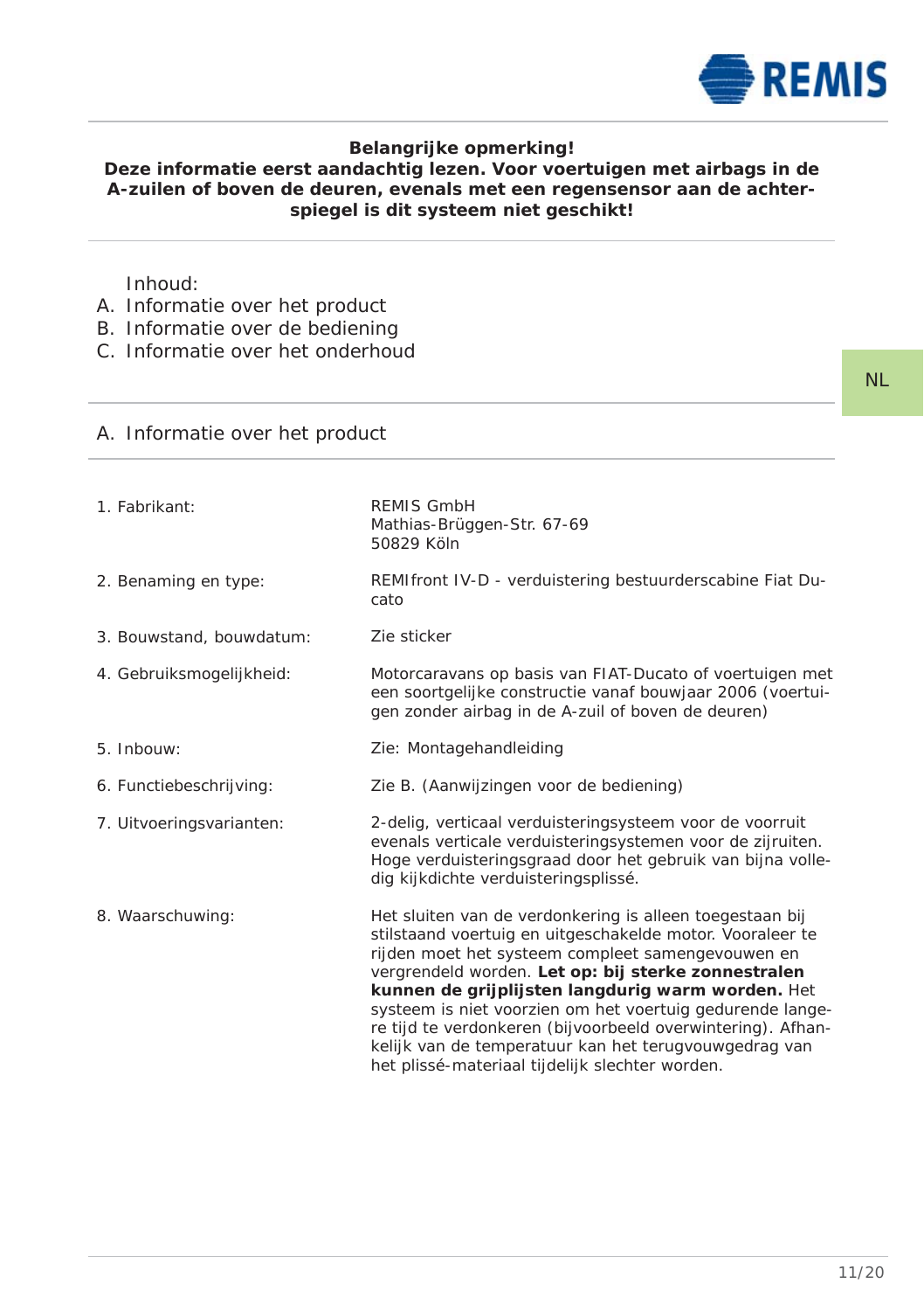**Belangrijke opmerking!**
**Deze informatie eerst aandachtig lezen. Voor voertuigen met airbags in de A-zuilen of boven de deuren, evenals met een regensensor aan de achterspiegel is dit systeem niet geschikt!**

Inhoud:

A. Informatie over het product
B. Informatie over de bediening
C. Informatie over het onderhoud

## A. Informatie over het product

| | |
|---|---|
| 1. Fabrikant: | REMIS GmbH<br>Mathias-Brüggen-Str. 67-69<br>50829 Köln |
| 2. Benaming en type: | REMIfront IV-D - verduistering bestuurderscabine Fiat Ducato |
| 3. Bouwstand, bouwdatum: | Zie sticker |
| 4. Gebruiksmogelijkheid: | Motorcaravans op basis van FIAT-Ducato of voertuigen met een soortgelijke constructie vanaf bouwjaar 2006 (voertuigen zonder airbag in de A-zuil of boven de deuren) |
| 5. Inbouw: | Zie: Montagehandleiding |
| 6. Functiebeschrijving: | Zie B. (Aanwijzingen voor de bediening) |
| 7. Uitvoeringsvarianten: | 2-delig, verticaal verduisteringsysteem voor de voorruit evenals verticale verduisteringsystemen voor de zijruiten. Hoge verduisteringsgraad door het gebruik van bijna volledig kijkdichte verduisteringsplissé. |
| 8. Waarschuwing: | Het sluiten van de verdonkering is alleen toegestaan bij stilstaand voertuig en uitgeschakelde motor. Vooraleer te rijden moet het systeem compleet samengevouwen en vergrendeld worden. **Let op: bij sterke zonnestralen kunnen de grijplijsten langdurig warm worden.** Het systeem is niet voorzien om het voertuig gedurende langere tijd te verdonkeren (bijvoorbeeld overwintering). Afhankelijk van de temperatuur kan het terugvouwgedrag van het plissé-materiaal tijdelijk slechter worden. |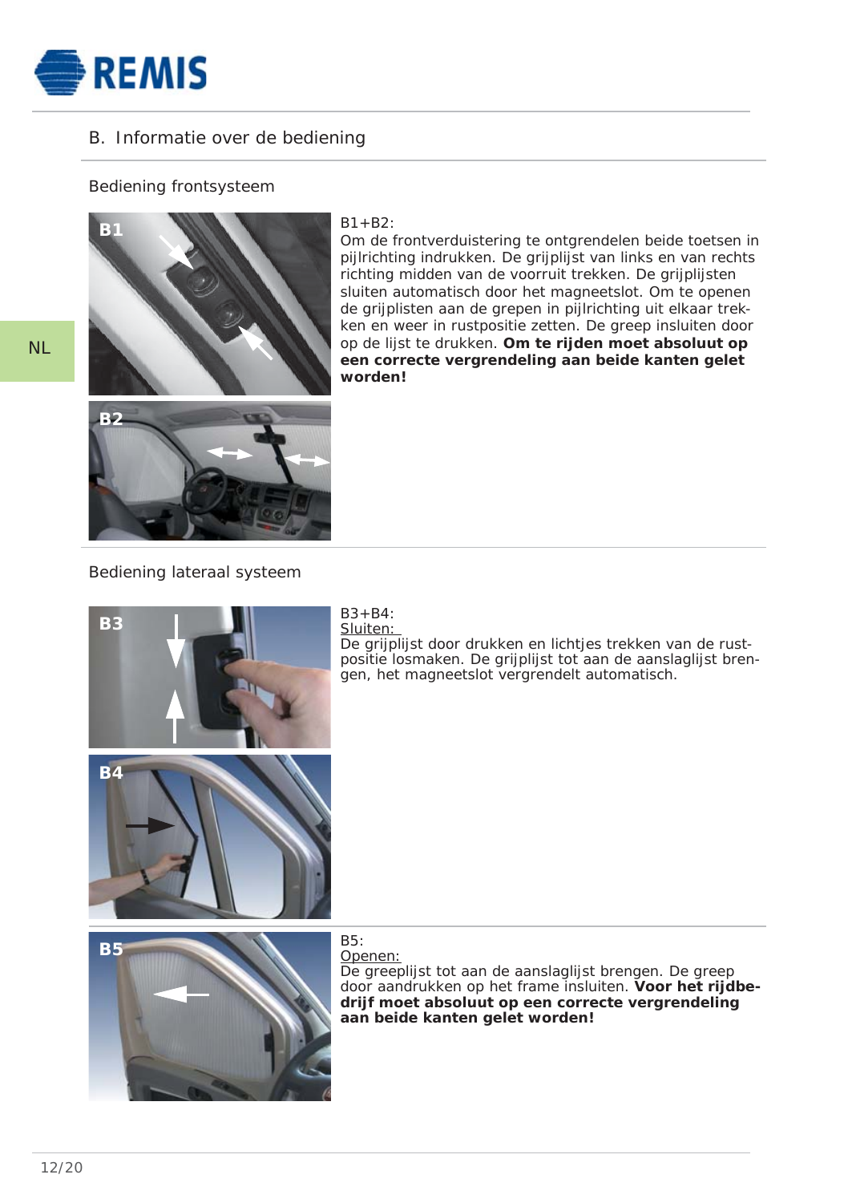## B. Informatie over de bediening

### Bediening frontsysteem

B1+B2:
Om de frontverduistering te ontgrendelen beide toetsen in pijlrichting indrukken. De grijplijst van links en van rechts richting midden van de voorruit trekken. De grijplijsten sluiten automatisch door het magneetslot. Om te openen de grijplisten aan de grepen in pijlrichting uit elkaar trekken en weer in rustpositie zetten. De greep insluiten door op de lijst te drukken. **Om te rijden moet absoluut op een correcte vergrendeling aan beide kanten gelet worden!**

### Bediening lateraal systeem

B3+B4:
Sluiten:
De grijplijst door drukken en lichtjes trekken van de rustpositie losmaken. De grijplijst tot aan de aanslaglijst brengen, het magneetslot vergrendelt automatisch.

B5:
Openen:
De greeplijst tot aan de aanslaglijst brengen. De greep door aandrukken op het frame insluiten. **Voor het rijdbedrijf moet absoluut op een correcte vergrendeling aan beide kanten gelet worden!**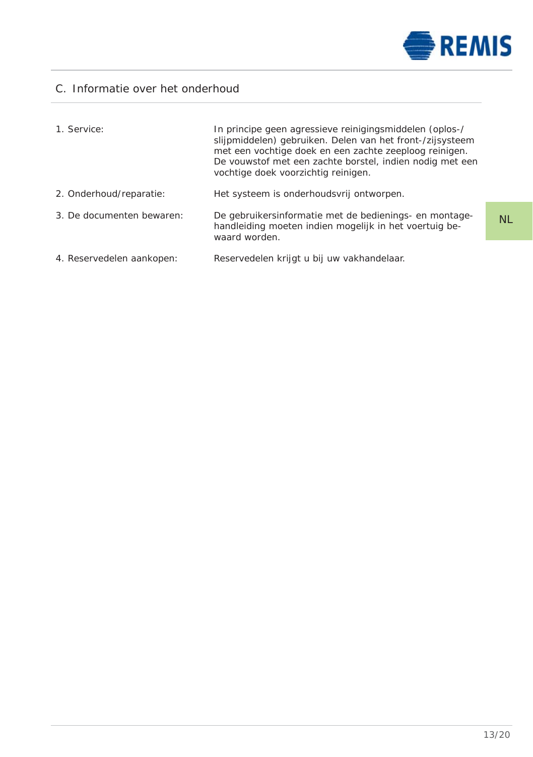## C. Informatie over het onderhoud

| | |
|---|---|
| 1. Service: | In principe geen agressieve reinigingsmiddelen (oplos-/slijpmiddelen) gebruiken. Delen van het front-/zijsysteem met een vochtige doek en een zachte zeeploog reinigen. De vouwstof met een zachte borstel, indien nodig met een vochtige doek voorzichtig reinigen. |
| 2. Onderhoud/reparatie: | Het systeem is onderhoudsvrij ontworpen. |
| 3. De documenten bewaren: | De gebruikersinformatie met de bedienings- en montagehandleiding moeten indien mogelijk in het voertuig bewaard worden. |
| 4. Reservedelen aankopen: | Reservedelen krijgt u bij uw vakhandelaar. |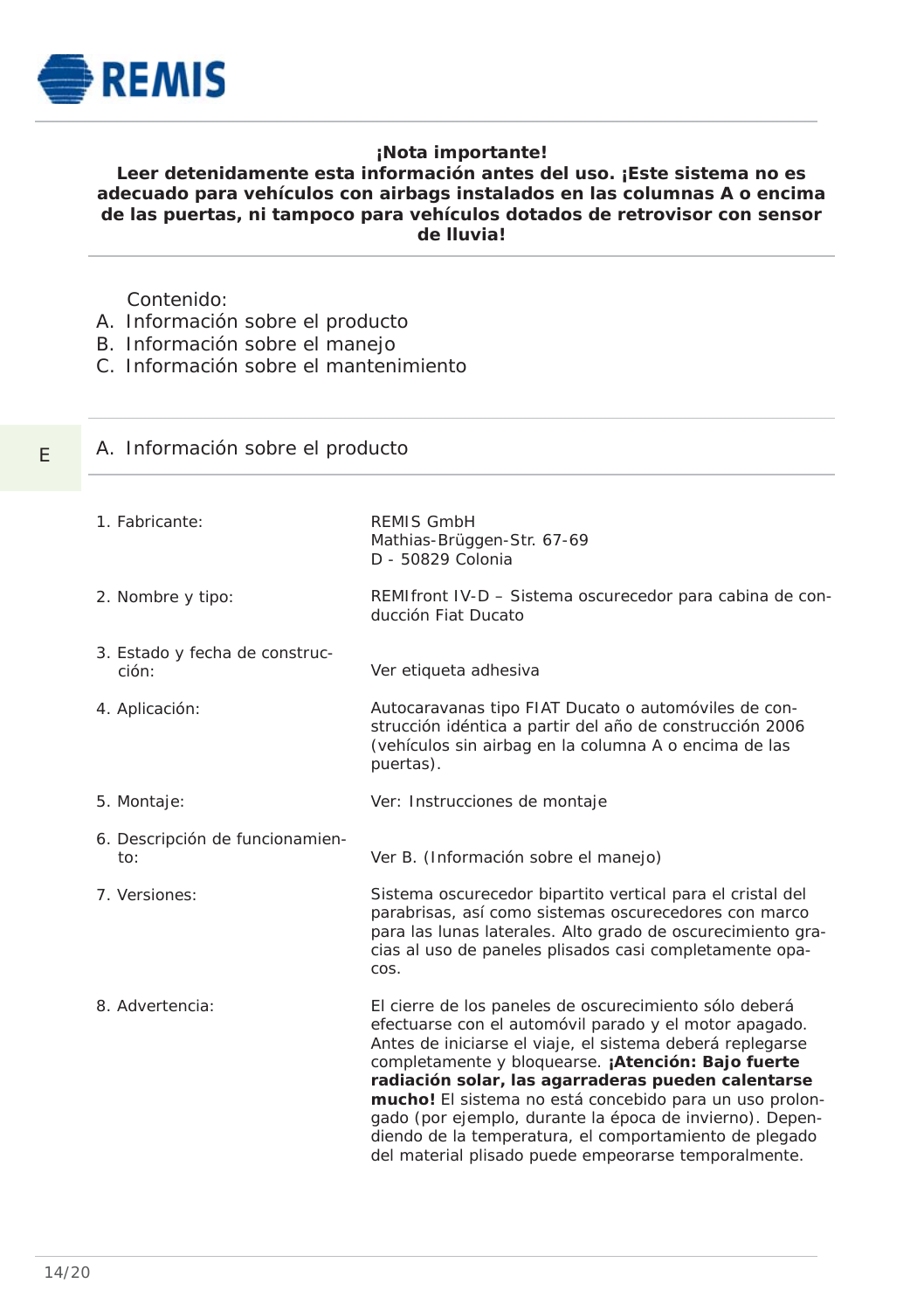REMIS

**¡Nota importante!**
**Leer detenidamente esta información antes del uso. ¡Este sistema no es adecuado para vehículos con airbags instalados en las columnas A o encima de las puertas, ni tampoco para vehículos dotados de retrovisor con sensor de lluvia!**

Contenido:

A. Información sobre el producto
B. Información sobre el manejo
C. Información sobre el mantenimiento

E

## A. Información sobre el producto

| | |
|---|---|
| 1. Fabricante: | REMIS GmbH<br>Mathias-Brüggen-Str. 67-69<br>D - 50829 Colonia |
| 2. Nombre y tipo: | REMIfront IV-D – Sistema oscurecedor para cabina de conducción Fiat Ducato |
| 3. Estado y fecha de construcción: | Ver etiqueta adhesiva |
| 4. Aplicación: | Autocaravanas tipo FIAT Ducato o automóviles de construcción idéntica a partir del año de construcción 2006 (vehículos sin airbag en la columna A o encima de las puertas). |
| 5. Montaje: | Ver: Instrucciones de montaje |
| 6. Descripción de funcionamiento: | Ver B. (Información sobre el manejo) |
| 7. Versiones: | Sistema oscurecedor bipartito vertical para el cristal del parabrisas, así como sistemas oscurecedores con marco para las lunas laterales. Alto grado de oscurecimiento gracias al uso de paneles plisados casi completamente opacos. |
| 8. Advertencia: | El cierre de los paneles de oscurecimiento sólo deberá efectuarse con el automóvil parado y el motor apagado. Antes de iniciarse el viaje, el sistema deberá replegarse completamente y bloquearse. **¡Atención: Bajo fuerte radiación solar, las agarraderas pueden calentarse mucho!** El sistema no está concebido para un uso prolongado (por ejemplo, durante la época de invierno). Dependiendo de la temperatura, el comportamiento de plegado del material plisado puede empeorarse temporalmente. |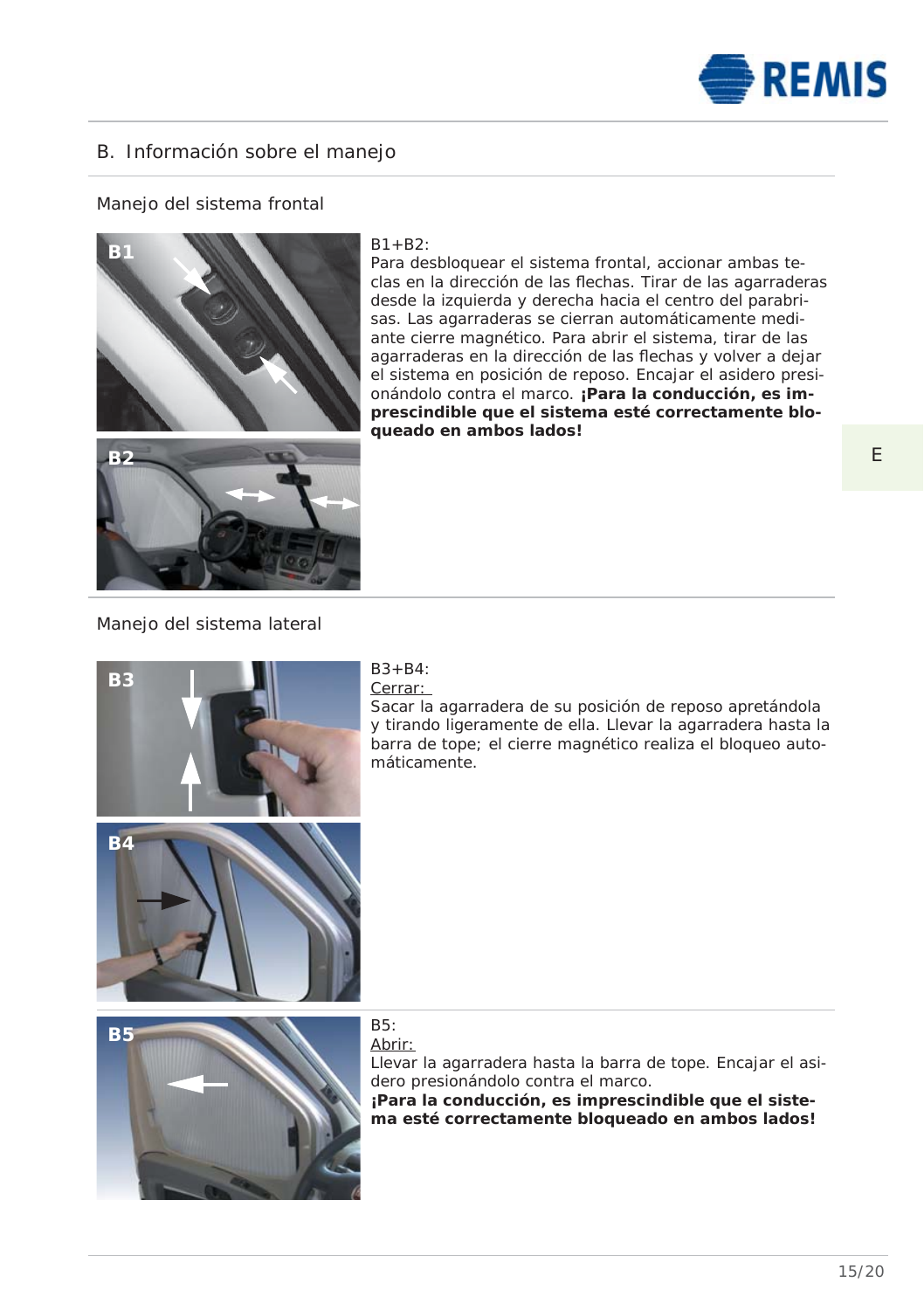## B. Información sobre el manejo

### Manejo del sistema frontal

B1+B2:
Para desbloquear el sistema frontal, accionar ambas teclas en la dirección de las flechas. Tirar de las agarraderas desde la izquierda y derecha hacia el centro del parabrisas. Las agarraderas se cierran automáticamente mediante cierre magnético. Para abrir el sistema, tirar de las agarraderas en la dirección de las flechas y volver a dejar el sistema en posición de reposo. Encajar el asidero presionándolo contra el marco. **¡Para la conducción, es imprescindible que el sistema esté correctamente bloqueado en ambos lados!**

### Manejo del sistema lateral

B3+B4:
Cerrar:
Sacar la agarradera de su posición de reposo apretándola y tirando ligeramente de ella. Llevar la agarradera hasta la barra de tope; el cierre magnético realiza el bloqueo automáticamente.

B5:
Abrir:
Llevar la agarradera hasta la barra de tope. Encajar el asidero presionándolo contra el marco.
**¡Para la conducción, es imprescindible que el sistema esté correctamente bloqueado en ambos lados!**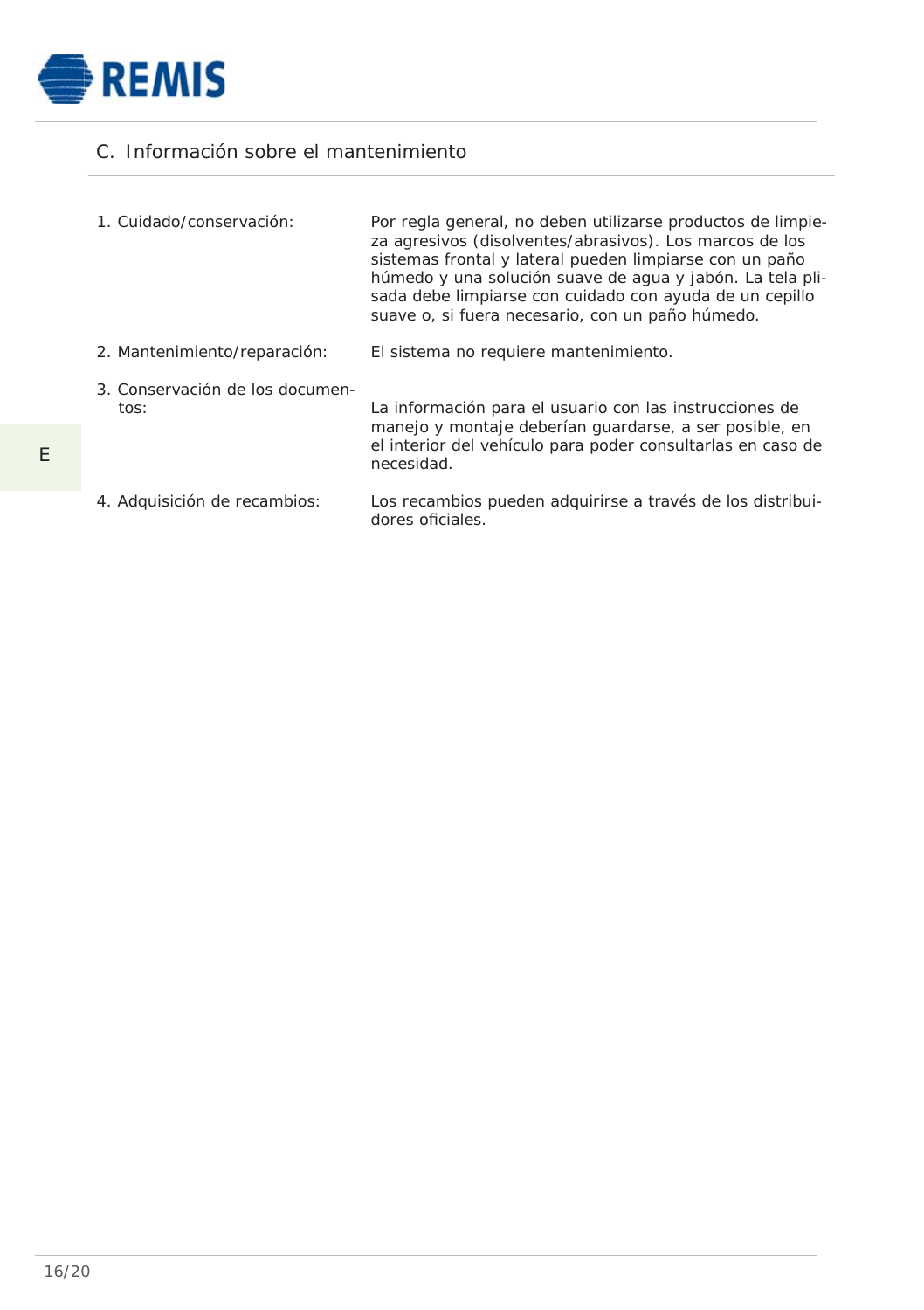## C. Información sobre el mantenimiento

| | |
|---|---|
| 1. Cuidado/conservación: | Por regla general, no deben utilizarse productos de limpieza agresivos (disolventes/abrasivos). Los marcos de los sistemas frontal y lateral pueden limpiarse con un paño húmedo y una solución suave de agua y jabón. La tela plisada debe limpiarse con cuidado con ayuda de un cepillo suave o, si fuera necesario, con un paño húmedo. |
| 2. Mantenimiento/reparación: | El sistema no requiere mantenimiento. |
| 3. Conservación de los documentos: | La información para el usuario con las instrucciones de manejo y montaje deberían guardarse, a ser posible, en el interior del vehículo para poder consultarlas en caso de necesidad. |
| 4. Adquisición de recambios: | Los recambios pueden adquirirse a través de los distribuidores oficiales. |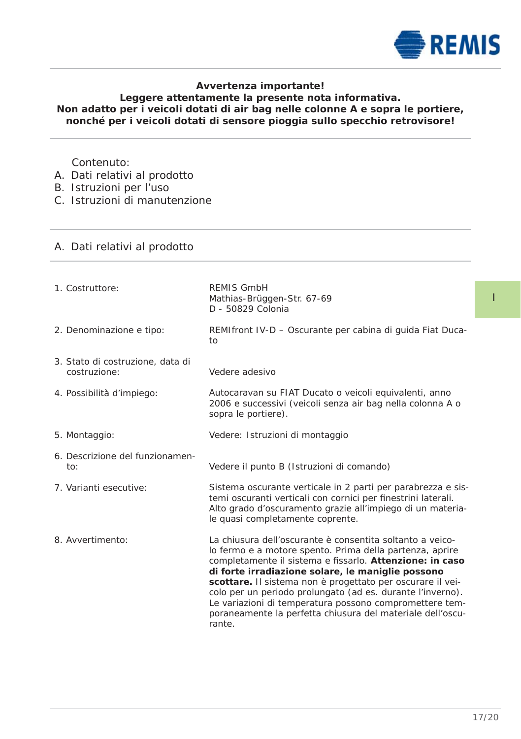**Avvertenza importante!**
**Leggere attentamente la presente nota informativa.**
**Non adatto per i veicoli dotati di air bag nelle colonne A e sopra le portiere, nonché per i veicoli dotati di sensore pioggia sullo specchio retrovisore!**

Contenuto:

A. Dati relativi al prodotto
B. Istruzioni per l'uso
C. Istruzioni di manutenzione

## A. Dati relativi al prodotto

| | |
|---|---|
| 1. Costruttore: | REMIS GmbH<br>Mathias-Brüggen-Str. 67-69<br>D - 50829 Colonia |
| 2. Denominazione e tipo: | REMIfront IV-D – Oscurante per cabina di guida Fiat Ducato |
| 3. Stato di costruzione, data di costruzione: | Vedere adesivo |
| 4. Possibilità d'impiego: | Autocaravan su FIAT Ducato o veicoli equivalenti, anno 2006 e successivi (veicoli senza air bag nella colonna A o sopra le portiere). |
| 5. Montaggio: | Vedere: Istruzioni di montaggio |
| 6. Descrizione del funzionamento: | Vedere il punto B (Istruzioni di comando) |
| 7. Varianti esecutive: | Sistema oscurante verticale in 2 parti per parabrezza e sistemi oscuranti verticali con cornici per finestrini laterali. Alto grado d'oscuramento grazie all'impiego di un materiale quasi completamente coprente. |
| 8. Avvertimento: | La chiusura dell'oscurante è consentita soltanto a veicolo fermo e a motore spento. Prima della partenza, aprire completamente il sistema e fissarlo. **Attenzione: in caso di forte irradiazione solare, le maniglie possono scottare.** Il sistema non è progettato per oscurare il veicolo per un periodo prolungato (ad es. durante l'inverno). Le variazioni di temperatura possono compromettere temporaneamente la perfetta chiusura del materiale dell'oscurante. |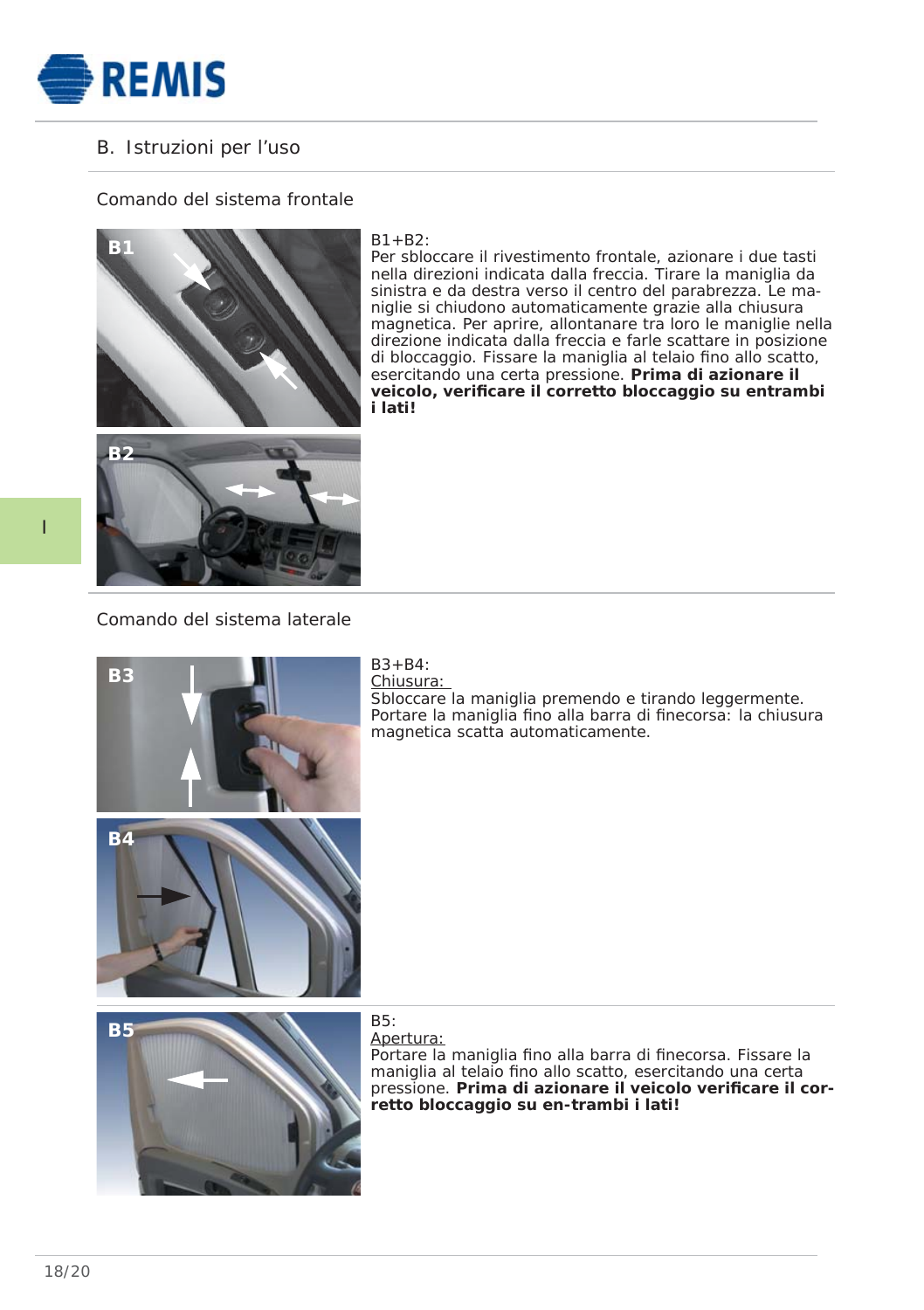## B. Istruzioni per l'uso

### Comando del sistema frontale

B1+B2:
Per sbloccare il rivestimento frontale, azionare i due tasti nella direzioni indicata dalla freccia. Tirare la maniglia da sinistra e da destra verso il centro del parabrezza. Le maniglie si chiudono automaticamente grazie alla chiusura magnetica. Per aprire, allontanare tra loro le maniglie nella direzione indicata dalla freccia e farle scattare in posizione di bloccaggio. Fissare la maniglia al telaio fino allo scatto, esercitando una certa pressione. **Prima di azionare il veicolo, verificare il corretto bloccaggio su entrambi i lati!**

### Comando del sistema laterale

B3+B4:
Chiusura:
Sbloccare la maniglia premendo e tirando leggermente. Portare la maniglia fino alla barra di finecorsa: la chiusura magnetica scatta automaticamente.

B5:
Apertura:
Portare la maniglia fino alla barra di finecorsa. Fissare la maniglia al telaio fino allo scatto, esercitando una certa pressione. **Prima di azionare il veicolo verificare il corretto bloccaggio su en-trambi i lati!**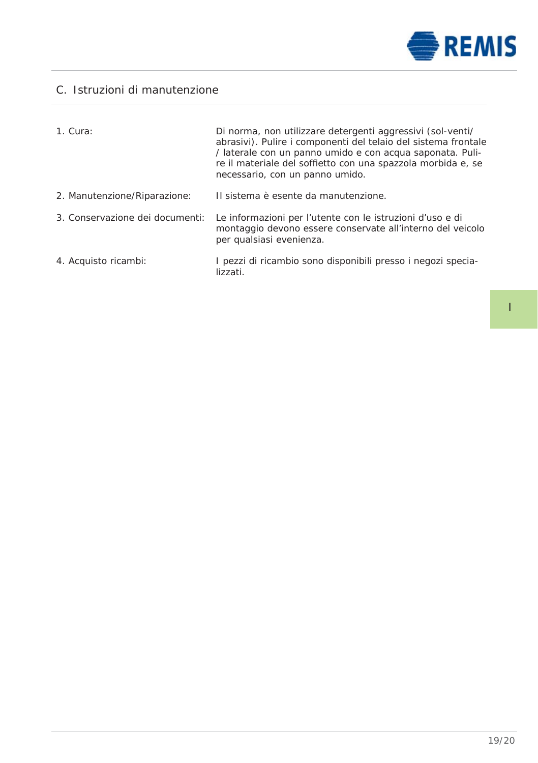## C. Istruzioni di manutenzione

| | |
|---|---|
| 1. Cura: | Di norma, non utilizzare detergenti aggressivi (sol-venti/abrasivi). Pulire i componenti del telaio del sistema frontale / laterale con un panno umido e con acqua saponata. Pulire il materiale del soffietto con una spazzola morbida e, se necessario, con un panno umido. |
| 2. Manutenzione/Riparazione: | Il sistema è esente da manutenzione. |
| 3. Conservazione dei documenti: | Le informazioni per l'utente con le istruzioni d'uso e di montaggio devono essere conservate all'interno del veicolo per qualsiasi evenienza. |
| 4. Acquisto ricambi: | I pezzi di ricambio sono disponibili presso i negozi specializzati. |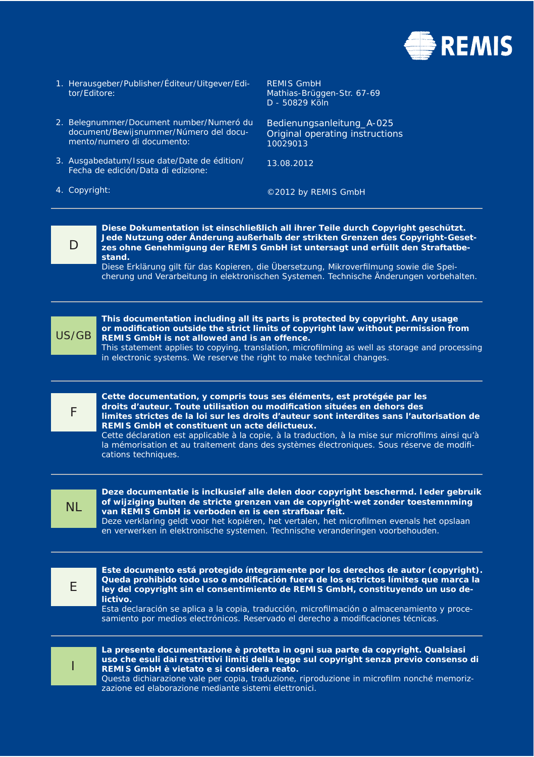REMIS

1. Herausgeber/Publisher/Éditeur/Uitgever/Editor/Editore: REMIS GmbH
   Mathias-Brüggen-Str. 67-69
   D - 50829 Köln
2. Belegnummer/Document number/Numeró du document/Bewijsnummer/Número del documento/numero di documento: Bedienungsanleitung_A-025
   Original operating instructions
   10029013
3. Ausgabedatum/Issue date/Date de édition/Fecha de edición/Data di edizione: 13.08.2012
4. Copyright: ©2012 by REMIS GmbH

---

D

**Diese Dokumentation ist einschließlich all ihrer Teile durch Copyright geschützt. Jede Nutzung oder Änderung außerhalb der strikten Grenzen des Copyright-Gesetzes ohne Genehmigung der REMIS GmbH ist untersagt und erfüllt den Straftatbestand.**
Diese Erklärung gilt für das Kopieren, die Übersetzung, Mikroverfilmung sowie die Speicherung und Verarbeitung in elektronischen Systemen. Technische Änderungen vorbehalten.

---

US/GB

**This documentation including all its parts is protected by copyright. Any usage or modification outside the strict limits of copyright law without permission from REMIS GmbH is not allowed and is an offence.**
This statement applies to copying, translation, microfilming as well as storage and processing in electronic systems. We reserve the right to make technical changes.

---

F

**Cette documentation, y compris tous ses éléments, est protégée par les droits d'auteur. Toute utilisation ou modification situées en dehors des limites strictes de la loi sur les droits d'auteur sont interdites sans l'autorisation de REMIS GmbH et constituent un acte délictueux.**
Cette déclaration est applicable à la copie, à la traduction, à la mise sur microfilms ainsi qu'à la mémorisation et au traitement dans des systèmes électroniques. Sous réserve de modifications techniques.

---

NL

**Deze documentatie is inclkusief alle delen door copyright beschermd. Ieder gebruik of wijziging buiten de stricte grenzen van de copyright-wet zonder toestemnming van REMIS GmbH is verboden en is een strafbaar feit.**
Deze verklaring geldt voor het kopiëren, het vertalen, het microfilmen evenals het opslaan en verwerken in elektronische systemen. Technische veranderingen voorbehouden.

---

E

**Este documento está protegido íntegramente por los derechos de autor (copyright). Queda prohibido todo uso o modificación fuera de los estrictos límites que marca la ley del copyright sin el consentimiento de REMIS GmbH, constituyendo un uso delictivo.**
Esta declaración se aplica a la copia, traducción, microfilmación o almacenamiento y procesamiento por medios electrónicos. Reservado el derecho a modificaciones técnicas.

---

I

**La presente documentazione è protetta in ogni sua parte da copyright. Qualsiasi uso che esuli dai restrittivi limiti della legge sul copyright senza previo consenso di REMIS GmbH è vietato e si considera reato.**
Questa dichiarazione vale per copia, traduzione, riproduzione in microfilm nonché memorizzazione ed elaborazione mediante sistemi elettronici.